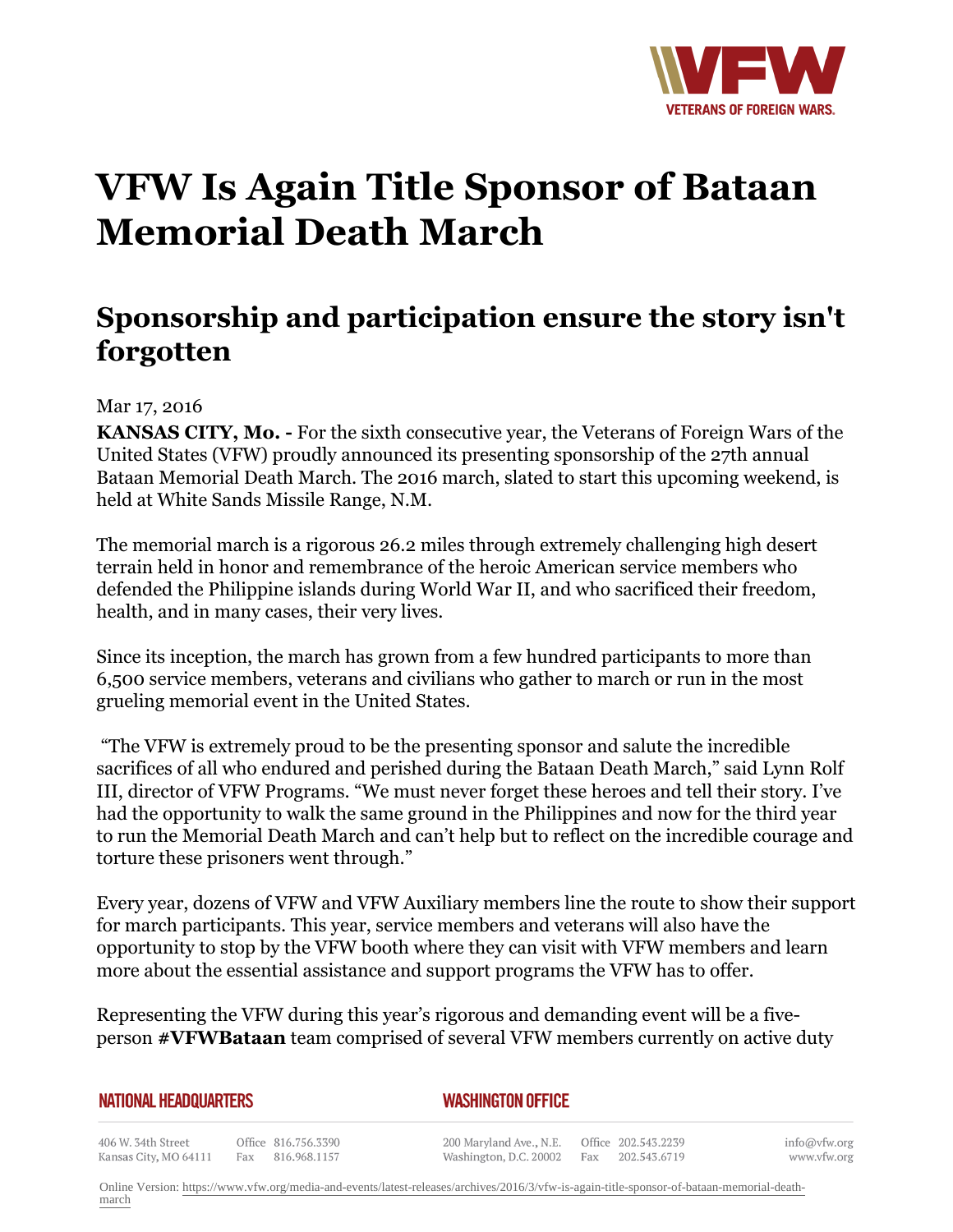# VFW Is Again Title Sponsor of Bataan Memorial Death March

## Sponsorship and participation ensure the story isn't forgotten

Mar 17, 2016

**KANSAS CITY, Mo. -** For the sixth consecutive year, the Veterans of Foreign Wars of the United States (VFW) proudly announced its presenting sponsorship of the 27th annual Bataan Memorial Death March. The 2016 march, slated to start this upcoming weekend, is held at White Sands Missile Range, N.M.

The memorial march is a rigorous 26.2 miles through extremely challenging high desert terrain held in honor and remembrance of the heroic American service members who defended the Philippine islands during World War II, and who sacrificed their freedom, health, and in many cases, their very lives.

Since its inception, the march has grown from a few hundred participants to more than 6,500 service members, veterans and civilians who gather to march or run in the most grueling memorial event in the United States.

"The VFW is extremely proud to be the presenting sponsor and salute the incredible sacrifices of all who endured and perished during the Bataan Death March," said Lynn Rolf III, director of VFW Programs. "We must never forget these heroes and tell their story. I've had the opportunity to walk the same ground in the Philippines and now for the third year to run the Memorial Death March and can't help but to reflect on the incredible courage and torture these prisoners went through."

Every year, dozens of VFW and VFW Auxiliary members line the route to show their support for march participants. This year, service members and veterans will also have the opportunity to stop by the VFW booth where they can visit with VFW members and learn more about the essential assistance and support programs the VFW has to offer.

Representing the VFW during this year's rigorous and demanding event will be a five-person **#VFWBataan** team comprised of several VFW members currently on active duty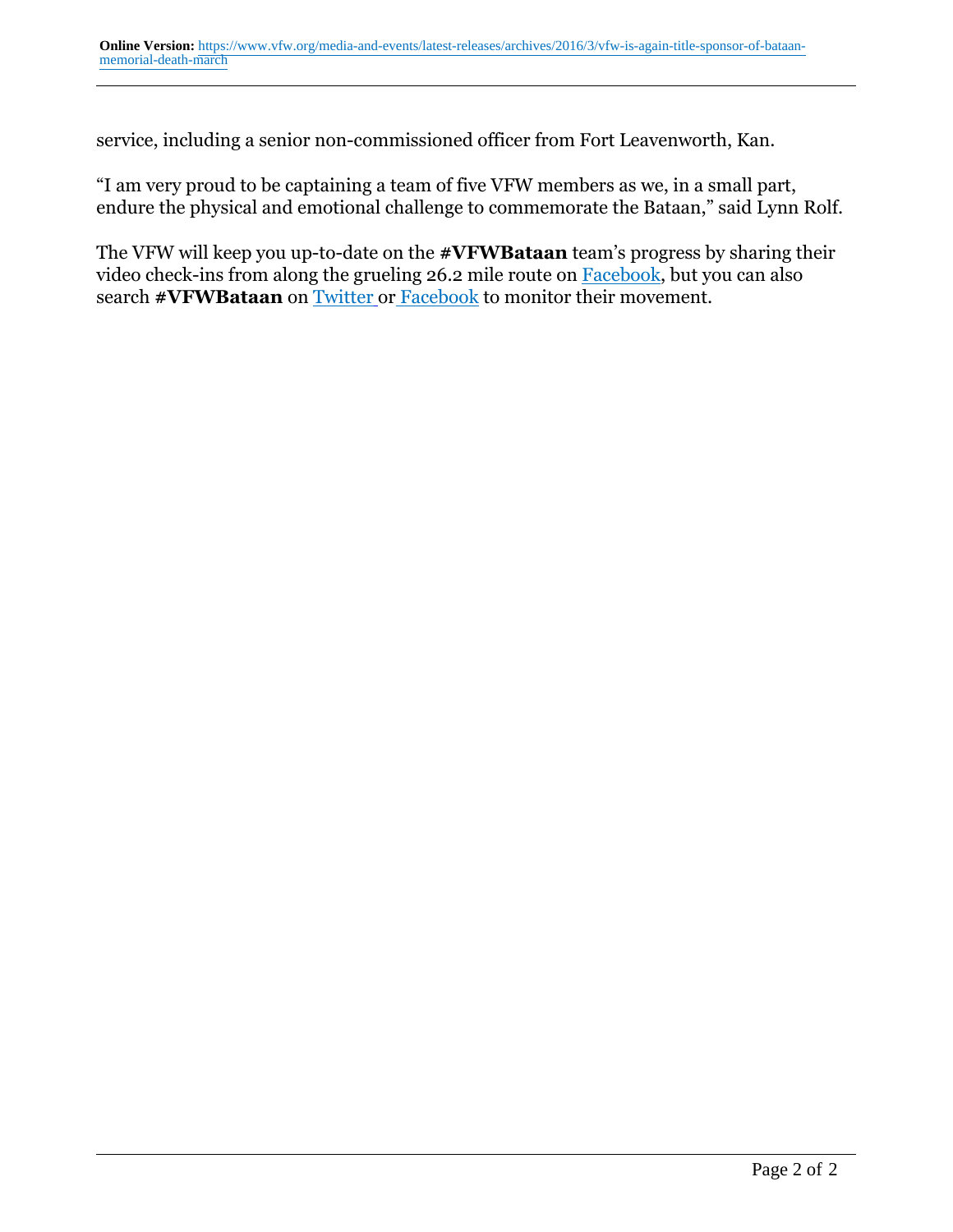service, including a senior non-commissioned officer from Fort Leavenworth, Kan.

“I am very proud to be captaining a team of five VFW members as we, in a small part, endure the physical and emotional challenge to commemorate the Bataan,” said Lynn Rolf.

The VFW will keep you up-to-date on the **#VFWBataan** team’s progress by sharing their video check-ins from along the grueling 26.2 mile route on Facebook, but you can also search **#VFWBataan** on Twitter or Facebook to monitor their movement.